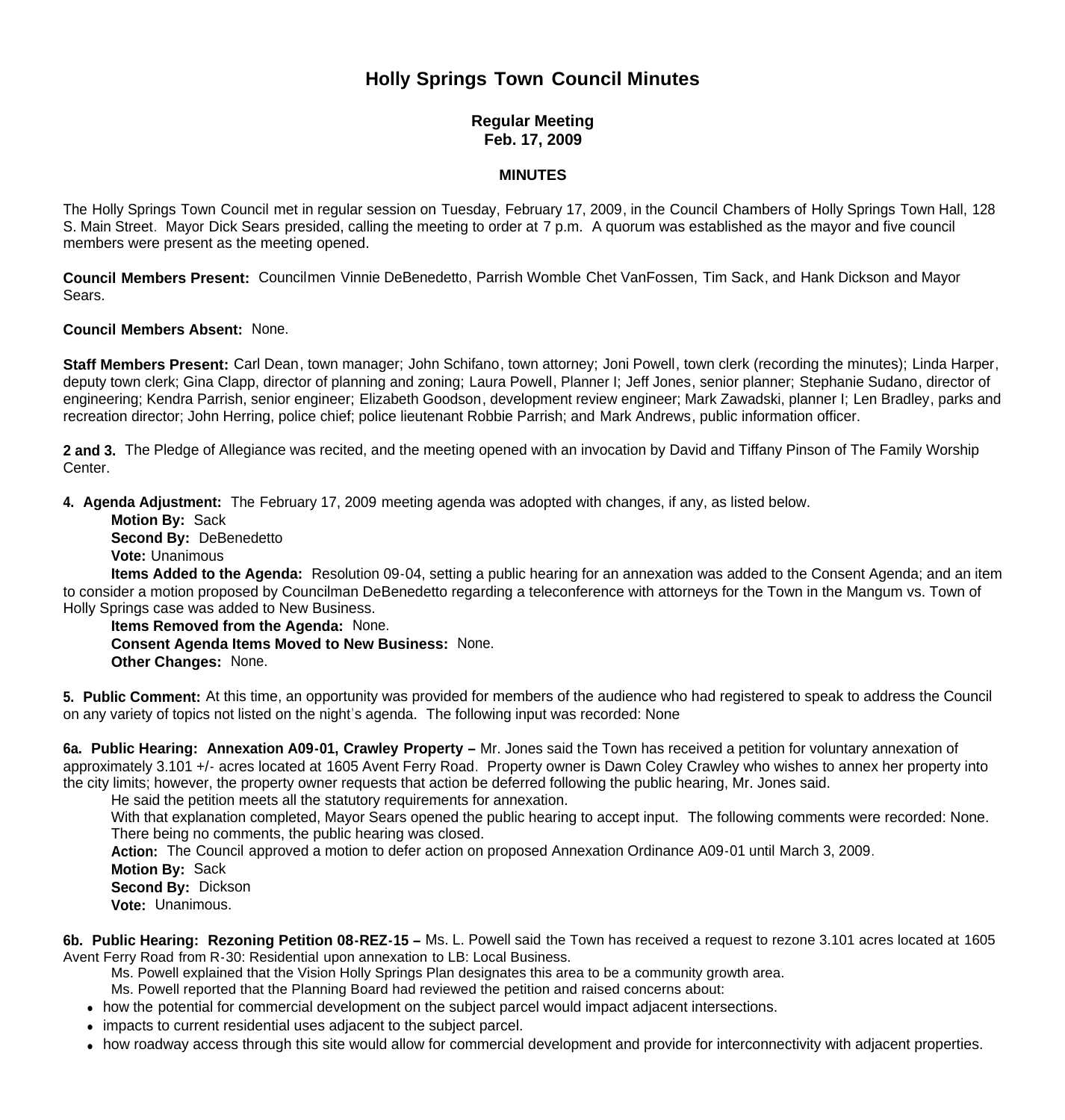# Holly Springs Town Council Minutes

**Regular Meeting**
**Feb. 17, 2009**

**MINUTES**

The Holly Springs Town Council met in regular session on Tuesday, February 17, 2009, in the Council Chambers of Holly Springs Town Hall, 128 S. Main Street. Mayor Dick Sears presided, calling the meeting to order at 7 p.m. A quorum was established as the mayor and five council members were present as the meeting opened.

**Council Members Present:** Councilmen Vinnie DeBenedetto, Parrish Womble Chet VanFossen, Tim Sack, and Hank Dickson and Mayor Sears.

**Council Members Absent:** None.

**Staff Members Present:** Carl Dean, town manager; John Schifano, town attorney; Joni Powell, town clerk (recording the minutes); Linda Harper, deputy town clerk; Gina Clapp, director of planning and zoning; Laura Powell, Planner I; Jeff Jones, senior planner; Stephanie Sudano, director of engineering; Kendra Parrish, senior engineer; Elizabeth Goodson, development review engineer; Mark Zawadski, planner I; Len Bradley, parks and recreation director; John Herring, police chief; police lieutenant Robbie Parrish; and Mark Andrews, public information officer.

**2 and 3.** The Pledge of Allegiance was recited, and the meeting opened with an invocation by David and Tiffany Pinson of The Family Worship Center.

**4. Agenda Adjustment:** The February 17, 2009 meeting agenda was adopted with changes, if any, as listed below.

**Motion By:** Sack
**Second By:** DeBenedetto
**Vote:** Unanimous

**Items Added to the Agenda:** Resolution 09-04, setting a public hearing for an annexation was added to the Consent Agenda; and an item to consider a motion proposed by Councilman DeBenedetto regarding a teleconference with attorneys for the Town in the Mangum vs. Town of Holly Springs case was added to New Business.

**Items Removed from the Agenda:** None.
**Consent Agenda Items Moved to New Business:** None.
**Other Changes:** None.

**5. Public Comment:** At this time, an opportunity was provided for members of the audience who had registered to speak to address the Council on any variety of topics not listed on the night's agenda. The following input was recorded: None

**6a. Public Hearing: Annexation A09-01, Crawley Property –** Mr. Jones said the Town has received a petition for voluntary annexation of approximately 3.101 +/- acres located at 1605 Avent Ferry Road. Property owner is Dawn Coley Crawley who wishes to annex her property into the city limits; however, the property owner requests that action be deferred following the public hearing, Mr. Jones said.

He said the petition meets all the statutory requirements for annexation.

With that explanation completed, Mayor Sears opened the public hearing to accept input. The following comments were recorded: None. There being no comments, the public hearing was closed.

**Action:** The Council approved a motion to defer action on proposed Annexation Ordinance A09-01 until March 3, 2009.

**Motion By:** Sack
**Second By:** Dickson
**Vote:** Unanimous.

**6b. Public Hearing: Rezoning Petition 08-REZ-15 –** Ms. L. Powell said the Town has received a request to rezone 3.101 acres located at 1605 Avent Ferry Road from R-30: Residential upon annexation to LB: Local Business.

Ms. Powell explained that the Vision Holly Springs Plan designates this area to be a community growth area.

Ms. Powell reported that the Planning Board had reviewed the petition and raised concerns about:

- how the potential for commercial development on the subject parcel would impact adjacent intersections.
- impacts to current residential uses adjacent to the subject parcel.
- how roadway access through this site would allow for commercial development and provide for interconnectivity with adjacent properties.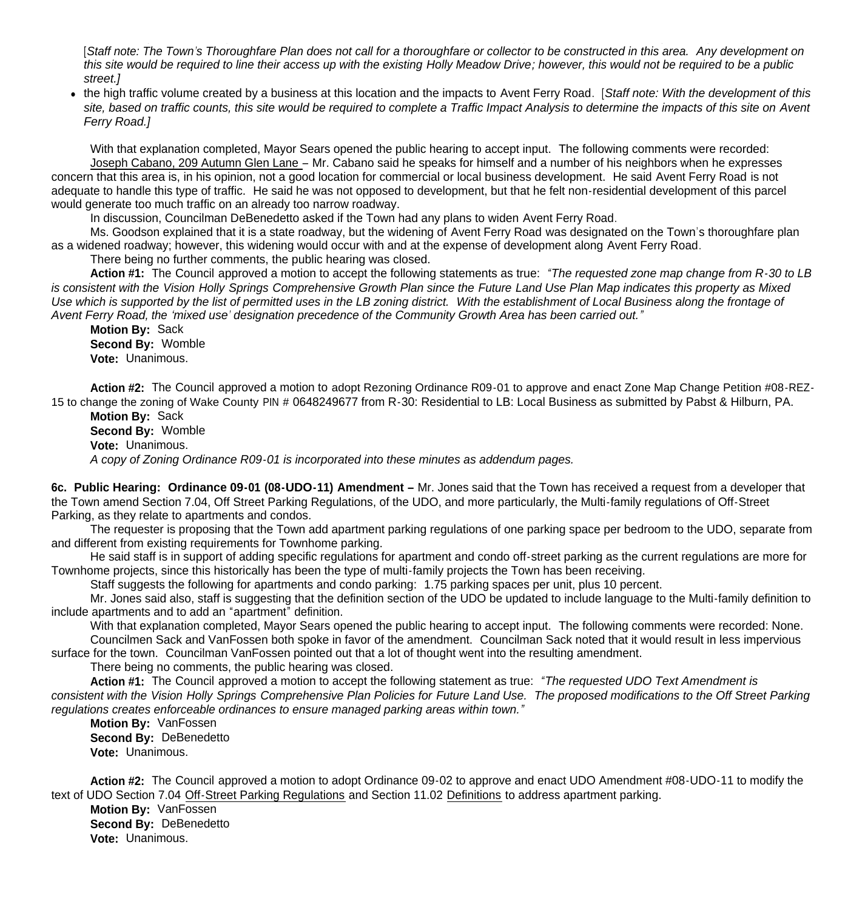[*Staff note: The Town's Thoroughfare Plan does not call for a thoroughfare or collector to be constructed in this area. Any development on this site would be required to line their access up with the existing Holly Meadow Drive; however, this would not be required to be a public street.]*

- the high traffic volume created by a business at this location and the impacts to Avent Ferry Road. [*Staff note: With the development of this site, based on traffic counts, this site would be required to complete a Traffic Impact Analysis to determine the impacts of this site on Avent Ferry Road.]*

With that explanation completed, Mayor Sears opened the public hearing to accept input. The following comments were recorded:

Joseph Cabano, 209 Autumn Glen Lane – Mr. Cabano said he speaks for himself and a number of his neighbors when he expresses concern that this area is, in his opinion, not a good location for commercial or local business development. He said Avent Ferry Road is not adequate to handle this type of traffic. He said he was not opposed to development, but that he felt non-residential development of this parcel would generate too much traffic on an already too narrow roadway.

In discussion, Councilman DeBenedetto asked if the Town had any plans to widen Avent Ferry Road.

Ms. Goodson explained that it is a state roadway, but the widening of Avent Ferry Road was designated on the Town's thoroughfare plan as a widened roadway; however, this widening would occur with and at the expense of development along Avent Ferry Road.

There being no further comments, the public hearing was closed.

**Action #1:** The Council approved a motion to accept the following statements as true: *"The requested zone map change from R-30 to LB is consistent with the Vision Holly Springs Comprehensive Growth Plan since the Future Land Use Plan Map indicates this property as Mixed Use which is supported by the list of permitted uses in the LB zoning district. With the establishment of Local Business along the frontage of Avent Ferry Road, the 'mixed use' designation precedence of the Community Growth Area has been carried out."*

**Motion By:** Sack
**Second By:** Womble
**Vote:** Unanimous.

**Action #2:** The Council approved a motion to adopt Rezoning Ordinance R09-01 to approve and enact Zone Map Change Petition #08-REZ-15 to change the zoning of Wake County PIN # 0648249677 from R-30: Residential to LB: Local Business as submitted by Pabst & Hilburn, PA.

**Motion By:** Sack
**Second By:** Womble
**Vote:** Unanimous.
*A copy of Zoning Ordinance R09-01 is incorporated into these minutes as addendum pages.*

**6c. Public Hearing: Ordinance 09-01 (08-UDO-11) Amendment –** Mr. Jones said that the Town has received a request from a developer that the Town amend Section 7.04, Off Street Parking Regulations, of the UDO, and more particularly, the Multi-family regulations of Off-Street Parking, as they relate to apartments and condos.

The requester is proposing that the Town add apartment parking regulations of one parking space per bedroom to the UDO, separate from and different from existing requirements for Townhome parking.

He said staff is in support of adding specific regulations for apartment and condo off-street parking as the current regulations are more for Townhome projects, since this historically has been the type of multi-family projects the Town has been receiving.

Staff suggests the following for apartments and condo parking: 1.75 parking spaces per unit, plus 10 percent.

Mr. Jones said also, staff is suggesting that the definition section of the UDO be updated to include language to the Multi-family definition to include apartments and to add an "apartment" definition.

With that explanation completed, Mayor Sears opened the public hearing to accept input. The following comments were recorded: None.

Councilmen Sack and VanFossen both spoke in favor of the amendment. Councilman Sack noted that it would result in less impervious surface for the town. Councilman VanFossen pointed out that a lot of thought went into the resulting amendment.

There being no comments, the public hearing was closed.

**Action #1:** The Council approved a motion to accept the following statement as true: *"The requested UDO Text Amendment is consistent with the Vision Holly Springs Comprehensive Plan Policies for Future Land Use. The proposed modifications to the Off Street Parking regulations creates enforceable ordinances to ensure managed parking areas within town."*

**Motion By:** VanFossen
**Second By:** DeBenedetto
**Vote:** Unanimous.

**Action #2:** The Council approved a motion to adopt Ordinance 09-02 to approve and enact UDO Amendment #08-UDO-11 to modify the text of UDO Section 7.04 Off-Street Parking Regulations and Section 11.02 Definitions to address apartment parking.

**Motion By:** VanFossen
**Second By:** DeBenedetto
**Vote:** Unanimous.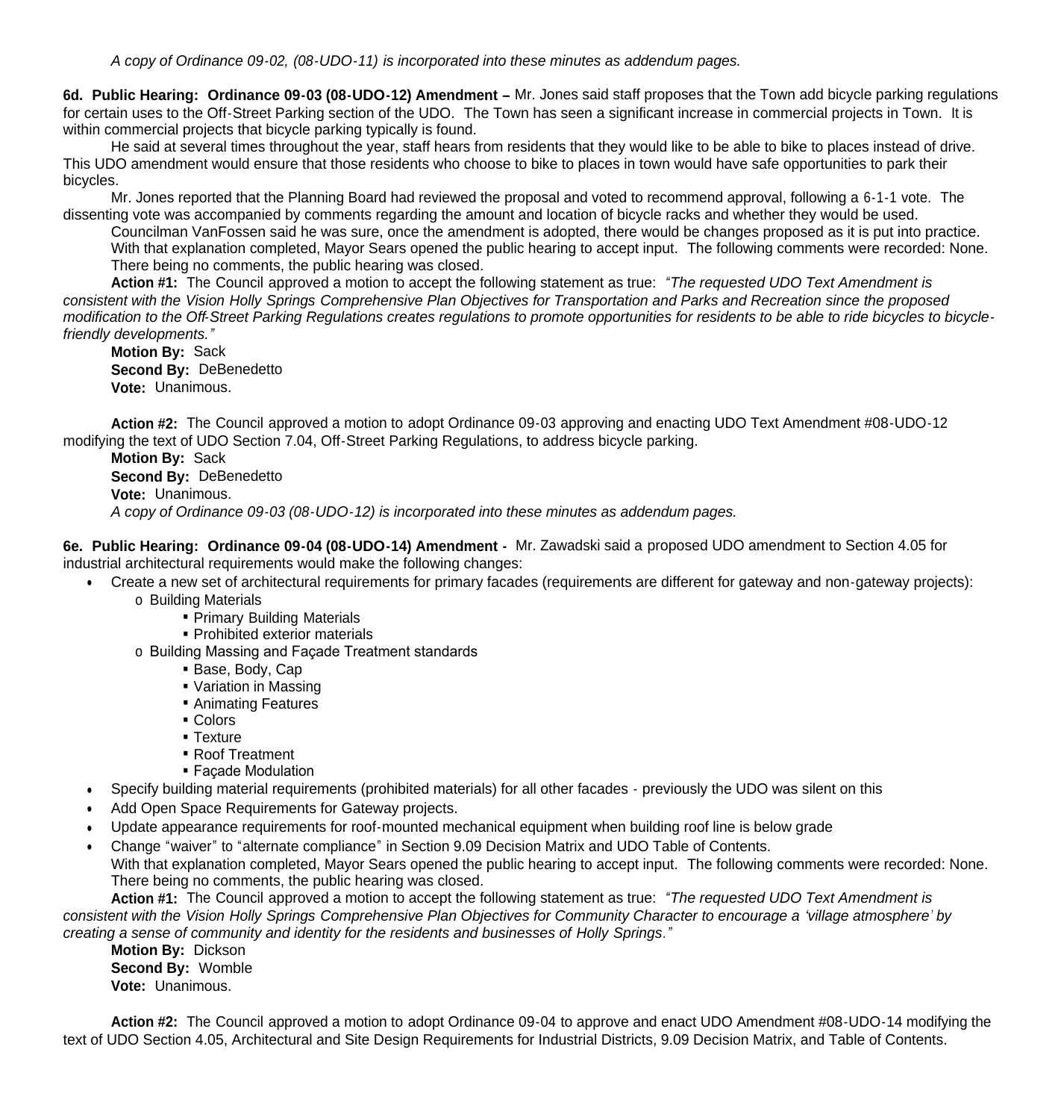*A copy of Ordinance 09-02, (08-UDO-11) is incorporated into these minutes as addendum pages.*

**6d. Public Hearing: Ordinance 09-03 (08-UDO-12) Amendment –** Mr. Jones said staff proposes that the Town add bicycle parking regulations for certain uses to the Off-Street Parking section of the UDO. The Town has seen a significant increase in commercial projects in Town. It is within commercial projects that bicycle parking typically is found.

He said at several times throughout the year, staff hears from residents that they would like to be able to bike to places instead of drive. This UDO amendment would ensure that those residents who choose to bike to places in town would have safe opportunities to park their bicycles.

Mr. Jones reported that the Planning Board had reviewed the proposal and voted to recommend approval, following a 6-1-1 vote. The dissenting vote was accompanied by comments regarding the amount and location of bicycle racks and whether they would be used.

Councilman VanFossen said he was sure, once the amendment is adopted, there would be changes proposed as it is put into practice.

With that explanation completed, Mayor Sears opened the public hearing to accept input. The following comments were recorded: None. There being no comments, the public hearing was closed.

**Action #1:** The Council approved a motion to accept the following statement as true: *"The requested UDO Text Amendment is consistent with the Vision Holly Springs Comprehensive Plan Objectives for Transportation and Parks and Recreation since the proposed modification to the Off-Street Parking Regulations creates regulations to promote opportunities for residents to be able to ride bicycles to bicycle-friendly developments."*

**Motion By:** Sack
**Second By:** DeBenedetto
**Vote:** Unanimous.

**Action #2:** The Council approved a motion to adopt Ordinance 09-03 approving and enacting UDO Text Amendment #08-UDO-12 modifying the text of UDO Section 7.04, Off-Street Parking Regulations, to address bicycle parking.

**Motion By:** Sack
**Second By:** DeBenedetto
**Vote:** Unanimous.

*A copy of Ordinance 09-03 (08-UDO-12) is incorporated into these minutes as addendum pages.*

**6e. Public Hearing: Ordinance 09-04 (08-UDO-14) Amendment -** Mr. Zawadski said a proposed UDO amendment to Section 4.05 for industrial architectural requirements would make the following changes:

- Create a new set of architectural requirements for primary facades (requirements are different for gateway and non-gateway projects):
  - Building Materials
    - Primary Building Materials
    - Prohibited exterior materials
  - Building Massing and Façade Treatment standards
    - Base, Body, Cap
    - Variation in Massing
    - Animating Features
    - Colors
    - Texture
    - Roof Treatment
    - Façade Modulation
- Specify building material requirements (prohibited materials) for all other facades - previously the UDO was silent on this
- Add Open Space Requirements for Gateway projects.
- Update appearance requirements for roof-mounted mechanical equipment when building roof line is below grade
- Change "waiver" to "alternate compliance" in Section 9.09 Decision Matrix and UDO Table of Contents.

With that explanation completed, Mayor Sears opened the public hearing to accept input. The following comments were recorded: None. There being no comments, the public hearing was closed.

**Action #1:** The Council approved a motion to accept the following statement as true: *"The requested UDO Text Amendment is consistent with the Vision Holly Springs Comprehensive Plan Objectives for Community Character to encourage a 'village atmosphere' by creating a sense of community and identity for the residents and businesses of Holly Springs."*

**Motion By:** Dickson
**Second By:** Womble
**Vote:** Unanimous.

**Action #2:** The Council approved a motion to adopt Ordinance 09-04 to approve and enact UDO Amendment #08-UDO-14 modifying the text of UDO Section 4.05, Architectural and Site Design Requirements for Industrial Districts, 9.09 Decision Matrix, and Table of Contents.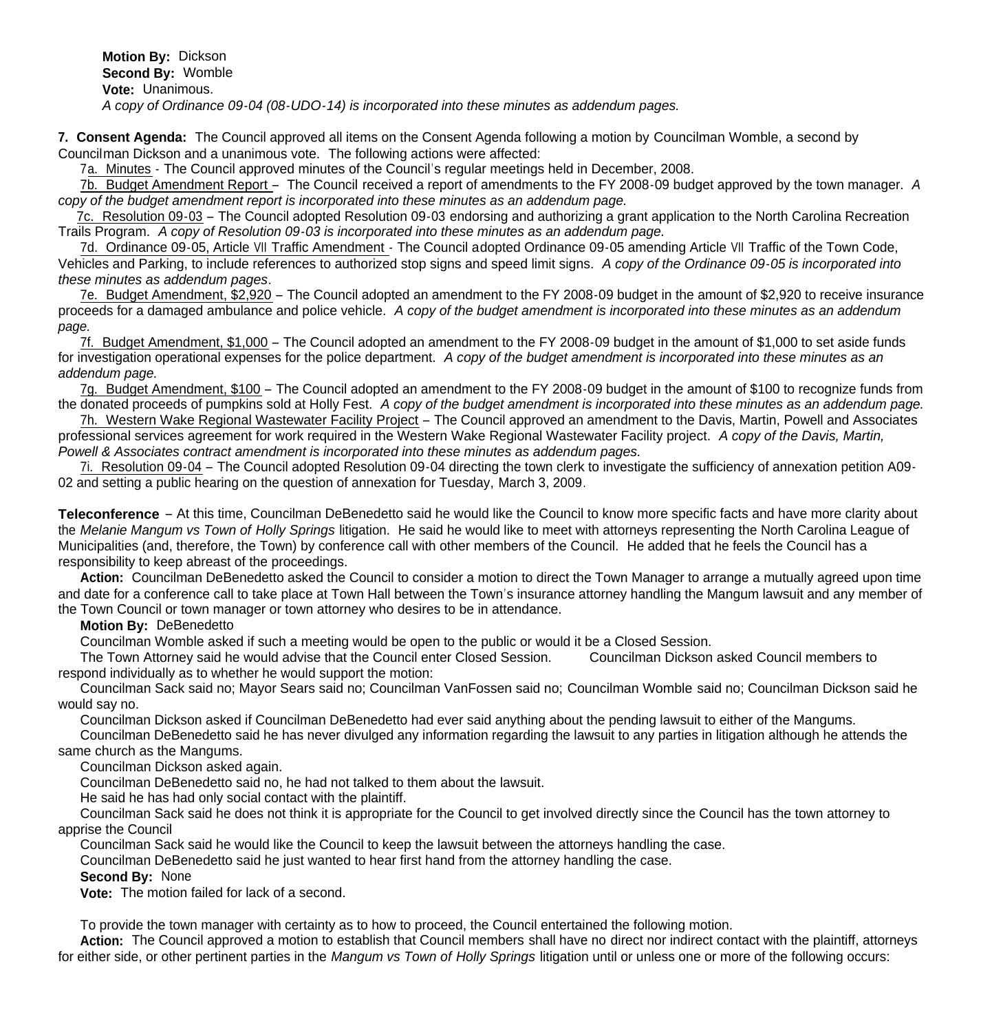**Motion By:** Dickson
**Second By:** Womble
**Vote:** Unanimous.
*A copy of Ordinance 09-04 (08-UDO-14) is incorporated into these minutes as addendum pages.*

**7. Consent Agenda:** The Council approved all items on the Consent Agenda following a motion by Councilman Womble, a second by Councilman Dickson and a unanimous vote. The following actions were affected:

7a. Minutes - The Council approved minutes of the Council's regular meetings held in December, 2008.

7b. Budget Amendment Report – The Council received a report of amendments to the FY 2008-09 budget approved by the town manager. *A copy of the budget amendment report is incorporated into these minutes as an addendum page.*

7c. Resolution 09-03 – The Council adopted Resolution 09-03 endorsing and authorizing a grant application to the North Carolina Recreation Trails Program. *A copy of Resolution 09-03 is incorporated into these minutes as an addendum page.*

7d. Ordinance 09-05, Article VII Traffic Amendment - The Council adopted Ordinance 09-05 amending Article VII Traffic of the Town Code, Vehicles and Parking, to include references to authorized stop signs and speed limit signs. *A copy of the Ordinance 09-05 is incorporated into these minutes as addendum pages*.

7e. Budget Amendment, $2,920 – The Council adopted an amendment to the FY 2008-09 budget in the amount of $2,920 to receive insurance proceeds for a damaged ambulance and police vehicle. *A copy of the budget amendment is incorporated into these minutes as an addendum page.*

7f. Budget Amendment, $1,000 – The Council adopted an amendment to the FY 2008-09 budget in the amount of $1,000 to set aside funds for investigation operational expenses for the police department. *A copy of the budget amendment is incorporated into these minutes as an addendum page.*

7g. Budget Amendment, $100 – The Council adopted an amendment to the FY 2008-09 budget in the amount of $100 to recognize funds from the donated proceeds of pumpkins sold at Holly Fest. *A copy of the budget amendment is incorporated into these minutes as an addendum page.*

7h. Western Wake Regional Wastewater Facility Project – The Council approved an amendment to the Davis, Martin, Powell and Associates professional services agreement for work required in the Western Wake Regional Wastewater Facility project. *A copy of the Davis, Martin, Powell & Associates contract amendment is incorporated into these minutes as addendum pages.*

7i. Resolution 09-04 – The Council adopted Resolution 09-04 directing the town clerk to investigate the sufficiency of annexation petition A09-02 and setting a public hearing on the question of annexation for Tuesday, March 3, 2009.

**Teleconference** – At this time, Councilman DeBenedetto said he would like the Council to know more specific facts and have more clarity about the *Melanie Mangum vs Town of Holly Springs* litigation. He said he would like to meet with attorneys representing the North Carolina League of Municipalities (and, therefore, the Town) by conference call with other members of the Council. He added that he feels the Council has a responsibility to keep abreast of the proceedings.

**Action:** Councilman DeBenedetto asked the Council to consider a motion to direct the Town Manager to arrange a mutually agreed upon time and date for a conference call to take place at Town Hall between the Town's insurance attorney handling the Mangum lawsuit and any member of the Town Council or town manager or town attorney who desires to be in attendance.

**Motion By:** DeBenedetto

Councilman Womble asked if such a meeting would be open to the public or would it be a Closed Session.

The Town Attorney said he would advise that the Council enter Closed Session. Councilman Dickson asked Council members to respond individually as to whether he would support the motion:

Councilman Sack said no; Mayor Sears said no; Councilman VanFossen said no; Councilman Womble said no; Councilman Dickson said he would say no.

Councilman Dickson asked if Councilman DeBenedetto had ever said anything about the pending lawsuit to either of the Mangums.

Councilman DeBenedetto said he has never divulged any information regarding the lawsuit to any parties in litigation although he attends the same church as the Mangums.

Councilman Dickson asked again.

Councilman DeBenedetto said no, he had not talked to them about the lawsuit.

He said he has had only social contact with the plaintiff.

Councilman Sack said he does not think it is appropriate for the Council to get involved directly since the Council has the town attorney to apprise the Council

Councilman Sack said he would like the Council to keep the lawsuit between the attorneys handling the case.

Councilman DeBenedetto said he just wanted to hear first hand from the attorney handling the case.

**Second By:** None

**Vote:** The motion failed for lack of a second.

To provide the town manager with certainty as to how to proceed, the Council entertained the following motion.

**Action:** The Council approved a motion to establish that Council members shall have no direct nor indirect contact with the plaintiff, attorneys for either side, or other pertinent parties in the *Mangum vs Town of Holly Springs* litigation until or unless one or more of the following occurs: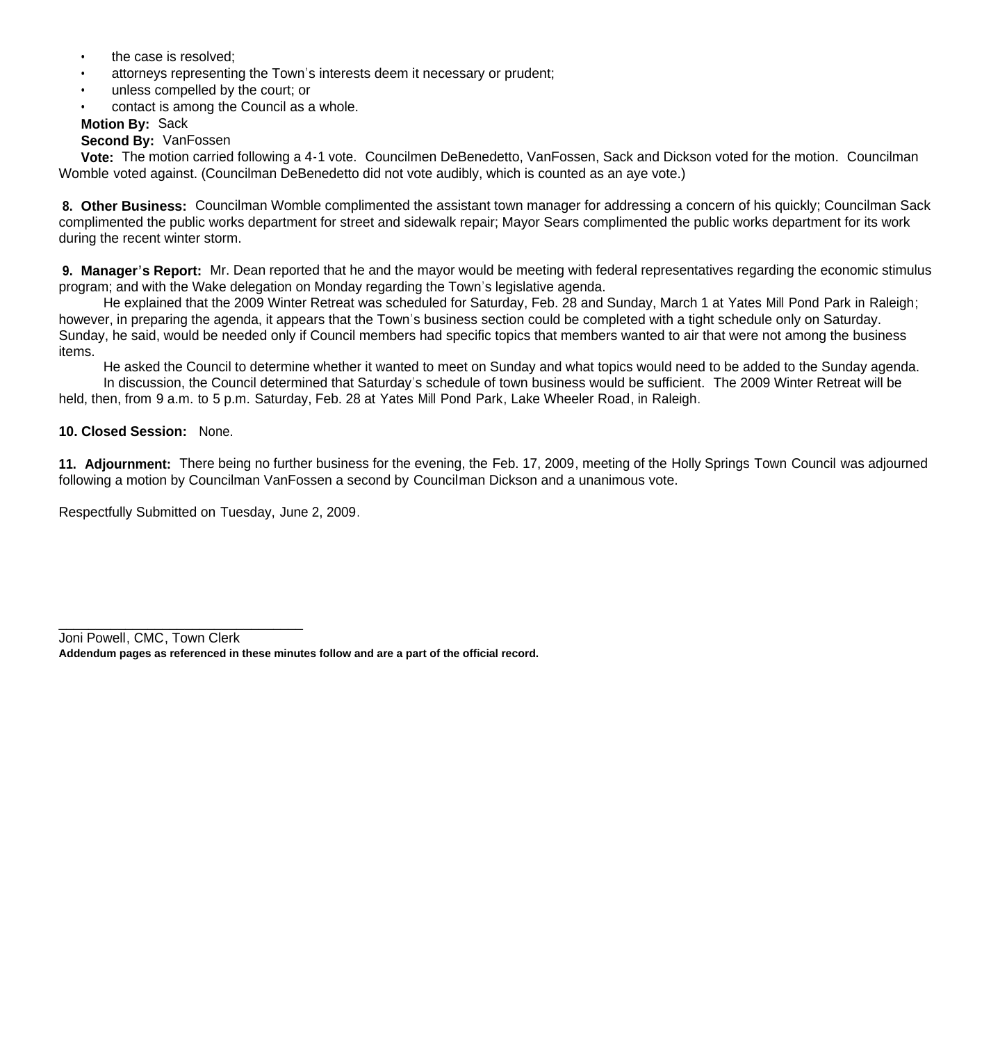- the case is resolved;
- attorneys representing the Town's interests deem it necessary or prudent;
- unless compelled by the court; or
- contact is among the Council as a whole.

**Motion By:** Sack

**Second By:** VanFossen

**Vote:** The motion carried following a 4-1 vote. Councilmen DeBenedetto, VanFossen, Sack and Dickson voted for the motion. Councilman Womble voted against. (Councilman DeBenedetto did not vote audibly, which is counted as an aye vote.)

**8. Other Business:** Councilman Womble complimented the assistant town manager for addressing a concern of his quickly; Councilman Sack complimented the public works department for street and sidewalk repair; Mayor Sears complimented the public works department for its work during the recent winter storm.

**9. Manager's Report:** Mr. Dean reported that he and the mayor would be meeting with federal representatives regarding the economic stimulus program; and with the Wake delegation on Monday regarding the Town's legislative agenda.

He explained that the 2009 Winter Retreat was scheduled for Saturday, Feb. 28 and Sunday, March 1 at Yates Mill Pond Park in Raleigh; however, in preparing the agenda, it appears that the Town's business section could be completed with a tight schedule only on Saturday. Sunday, he said, would be needed only if Council members had specific topics that members wanted to air that were not among the business items.

He asked the Council to determine whether it wanted to meet on Sunday and what topics would need to be added to the Sunday agenda.

In discussion, the Council determined that Saturday's schedule of town business would be sufficient. The 2009 Winter Retreat will be held, then, from 9 a.m. to 5 p.m. Saturday, Feb. 28 at Yates Mill Pond Park, Lake Wheeler Road, in Raleigh.

**10. Closed Session:** None.

**11. Adjournment:** There being no further business for the evening, the Feb. 17, 2009, meeting of the Holly Springs Town Council was adjourned following a motion by Councilman VanFossen a second by Councilman Dickson and a unanimous vote.

Respectfully Submitted on Tuesday, June 2, 2009.

\_\_\_\_\_\_\_\_\_\_\_\_\_\_\_\_\_\_\_\_\_\_\_\_\_\_\_\_\_\_\_\_

Joni Powell, CMC, Town Clerk

**Addendum pages as referenced in these minutes follow and are a part of the official record.**